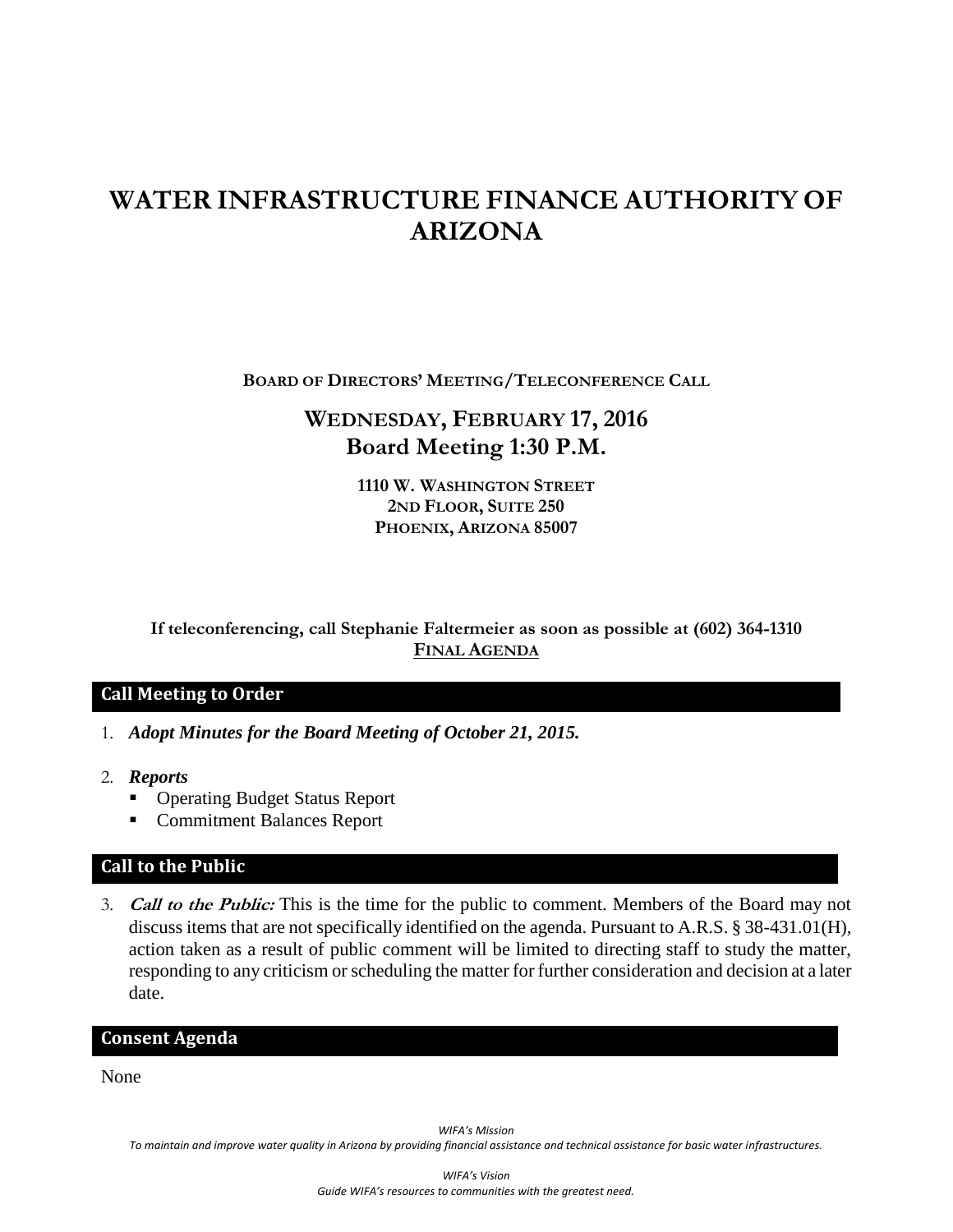# WATER INFRASTRUCTURE FINANCE AUTHORITY OF ARIZONA

**BOARD OF DIRECTORS' MEETING/TELECONFERENCE CALL**

## WEDNESDAY, FEBRUARY 17, 2016
## Board Meeting 1:30 P.M.

**1110 W. WASHINGTON STREET**
**2ND FLOOR, SUITE 250**
**PHOENIX, ARIZONA 85007**

**If teleconferencing, call Stephanie Faltermeier as soon as possible at (602) 364-1310**

**FINAL AGENDA**

## Call Meeting to Order

1. ***Adopt Minutes for the Board Meeting of October 21, 2015.***

2. ***Reports***
   - Operating Budget Status Report
   - Commitment Balances Report

## Call to the Public

3. ***Call to the Public:*** This is the time for the public to comment. Members of the Board may not discuss items that are not specifically identified on the agenda. Pursuant to A.R.S. § 38-431.01(H), action taken as a result of public comment will be limited to directing staff to study the matter, responding to any criticism or scheduling the matter for further consideration and decision at a later date.

## Consent Agenda

None

*WIFA's Mission*
*To maintain and improve water quality in Arizona by providing financial assistance and technical assistance for basic water infrastructures.*

*WIFA's Vision*
*Guide WIFA's resources to communities with the greatest need.*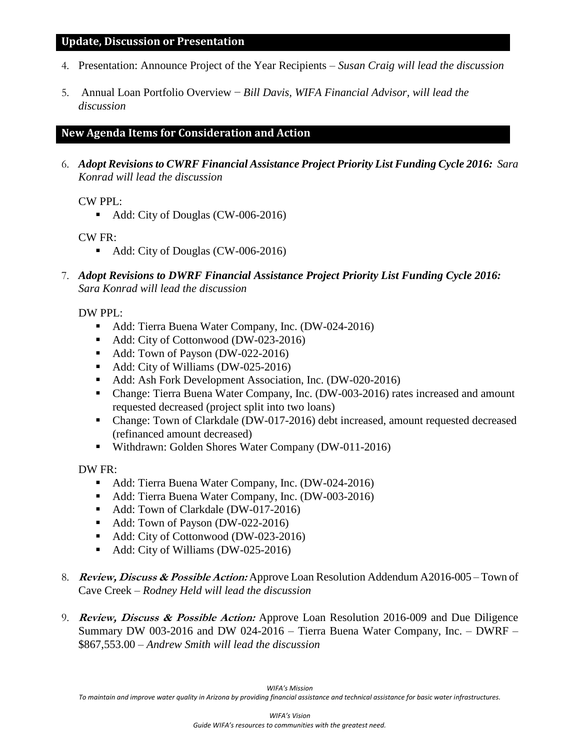## Update, Discussion or Presentation

4. Presentation: Announce Project of the Year Recipients – *Susan Craig will lead the discussion*

5. Annual Loan Portfolio Overview − *Bill Davis, WIFA Financial Advisor, will lead the discussion*

## New Agenda Items for Consideration and Action

6. ***Adopt Revisions to CWRF Financial Assistance Project Priority List Funding Cycle 2016:*** *Sara Konrad will lead the discussion*

   CW PPL:
   - Add: City of Douglas (CW-006-2016)

   CW FR:
   - Add: City of Douglas (CW-006-2016)

7. ***Adopt Revisions to DWRF Financial Assistance Project Priority List Funding Cycle 2016:*** *Sara Konrad will lead the discussion*

   DW PPL:
   - Add: Tierra Buena Water Company, Inc. (DW-024-2016)
   - Add: City of Cottonwood (DW-023-2016)
   - Add: Town of Payson (DW-022-2016)
   - Add: City of Williams (DW-025-2016)
   - Add: Ash Fork Development Association, Inc. (DW-020-2016)
   - Change: Tierra Buena Water Company, Inc. (DW-003-2016) rates increased and amount requested decreased (project split into two loans)
   - Change: Town of Clarkdale (DW-017-2016) debt increased, amount requested decreased (refinanced amount decreased)
   - Withdrawn: Golden Shores Water Company (DW-011-2016)

   DW FR:
   - Add: Tierra Buena Water Company, Inc. (DW-024-2016)
   - Add: Tierra Buena Water Company, Inc. (DW-003-2016)
   - Add: Town of Clarkdale (DW-017-2016)
   - Add: Town of Payson (DW-022-2016)
   - Add: City of Cottonwood (DW-023-2016)
   - Add: City of Williams (DW-025-2016)

8. ***Review, Discuss & Possible Action:*** Approve Loan Resolution Addendum A2016-005 – Town of Cave Creek – *Rodney Held will lead the discussion*

9. ***Review, Discuss & Possible Action:*** Approve Loan Resolution 2016-009 and Due Diligence Summary DW 003-2016 and DW 024-2016 – Tierra Buena Water Company, Inc. – DWRF – \$867,553.00 – *Andrew Smith will lead the discussion*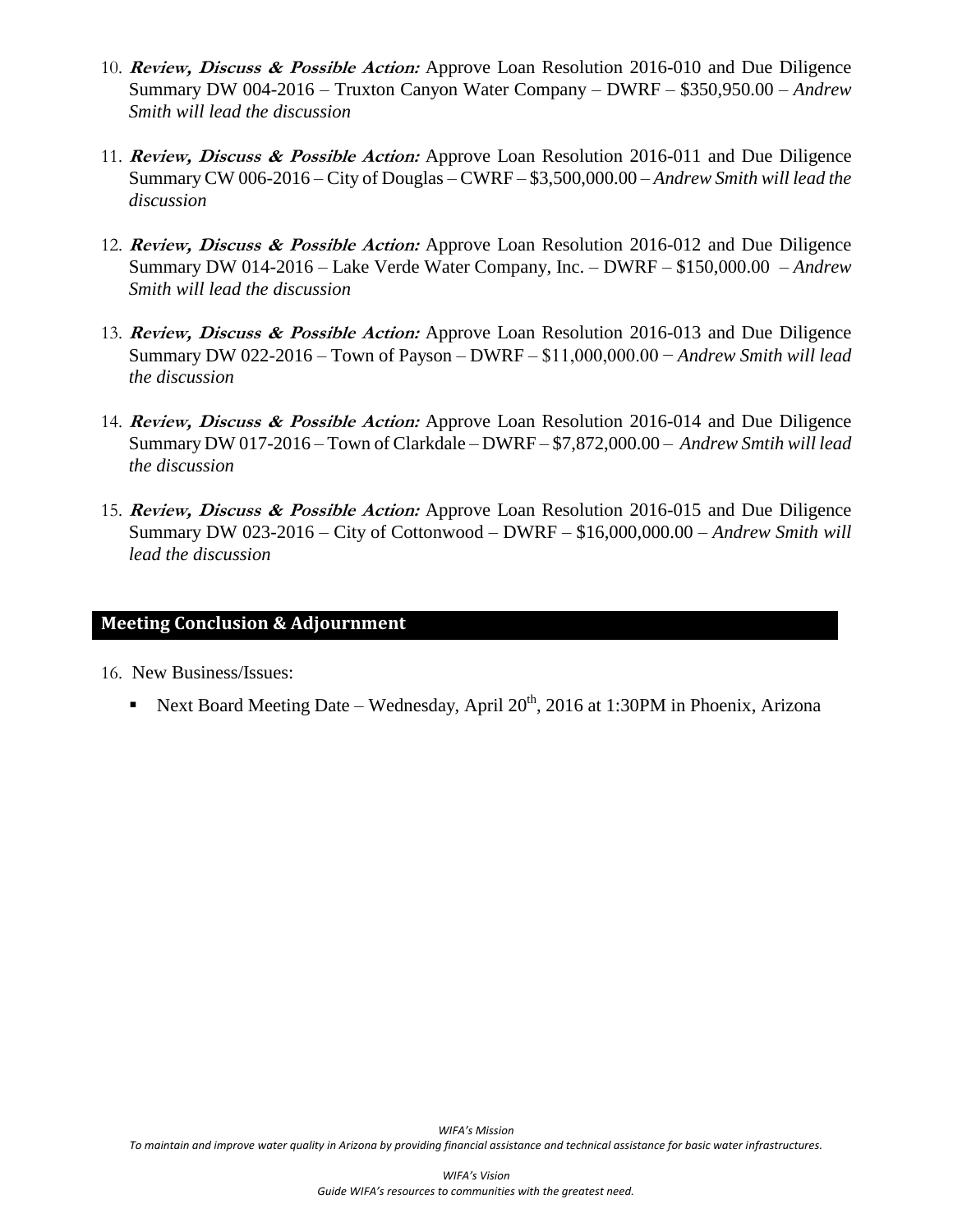10. ***Review, Discuss & Possible Action:*** Approve Loan Resolution 2016-010 and Due Diligence Summary DW 004-2016 – Truxton Canyon Water Company – DWRF – $350,950.00 – *Andrew Smith will lead the discussion*

11. ***Review, Discuss & Possible Action:*** Approve Loan Resolution 2016-011 and Due Diligence Summary CW 006-2016 – City of Douglas – CWRF – $3,500,000.00 – *Andrew Smith will lead the discussion*

12. ***Review, Discuss & Possible Action:*** Approve Loan Resolution 2016-012 and Due Diligence Summary DW 014-2016 – Lake Verde Water Company, Inc. – DWRF – $150,000.00 – *Andrew Smith will lead the discussion*

13. ***Review, Discuss & Possible Action:*** Approve Loan Resolution 2016-013 and Due Diligence Summary DW 022-2016 – Town of Payson – DWRF – $11,000,000.00 − *Andrew Smith will lead the discussion*

14. ***Review, Discuss & Possible Action:*** Approve Loan Resolution 2016-014 and Due Diligence Summary DW 017-2016 – Town of Clarkdale – DWRF – $7,872,000.00 – *Andrew Smtih will lead the discussion*

15. ***Review, Discuss & Possible Action:*** Approve Loan Resolution 2016-015 and Due Diligence Summary DW 023-2016 – City of Cottonwood – DWRF – $16,000,000.00 – *Andrew Smith will lead the discussion*

## Meeting Conclusion & Adjournment

16. New Business/Issues:
    - Next Board Meeting Date – Wednesday, April 20th, 2016 at 1:30PM in Phoenix, Arizona

*WIFA's Mission*
*To maintain and improve water quality in Arizona by providing financial assistance and technical assistance for basic water infrastructures.*

*WIFA's Vision*
*Guide WIFA's resources to communities with the greatest need.*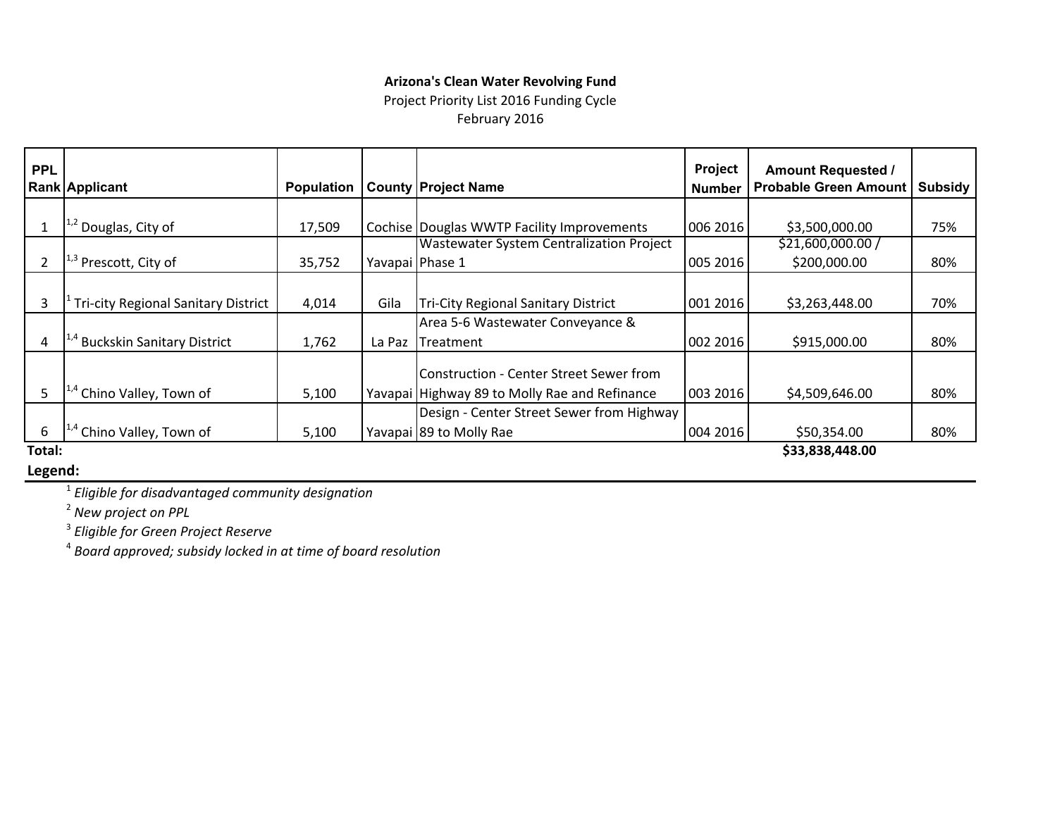**Arizona's Clean Water Revolving Fund**

Project Priority List 2016 Funding Cycle

February 2016

| PPL Rank | Applicant | Population | County | Project Name | Project Number | Amount Requested / Probable Green Amount | Subsidy |
|---|---|---|---|---|---|---|---|
| 1 | [1,2] Douglas, City of | 17,509 | Cochise | Douglas WWTP Facility Improvements | 006 2016 | $3,500,000.00 | 75% |
| 2 | [1,3] Prescott, City of | 35,752 | Yavapai | Wastewater System Centralization Project Phase 1 | 005 2016 | $21,600,000.00 / $200,000.00 | 80% |
| 3 | [1] Tri-city Regional Sanitary District | 4,014 | Gila | Tri-City Regional Sanitary District | 001 2016 | $3,263,448.00 | 70% |
| 4 | [1,4] Buckskin Sanitary District | 1,762 | La Paz | Area 5-6 Wastewater Conveyance & Treatment | 002 2016 | $915,000.00 | 80% |
| 5 | [1,4] Chino Valley, Town of | 5,100 | Yavapai | Construction - Center Street Sewer from Highway 89 to Molly Rae and Refinance | 003 2016 | $4,509,646.00 | 80% |
| 6 | [1,4] Chino Valley, Town of | 5,100 | Yavapai | Design - Center Street Sewer from Highway 89 to Molly Rae | 004 2016 | $50,354.00 | 80% |
| **Total:** | | | | | | **$33,838,448.00** | |

**Legend:**

[1] *Eligible for disadvantaged community designation*

[2] *New project on PPL*

[3] *Eligible for Green Project Reserve*

[4] *Board approved; subsidy locked in at time of board resolution*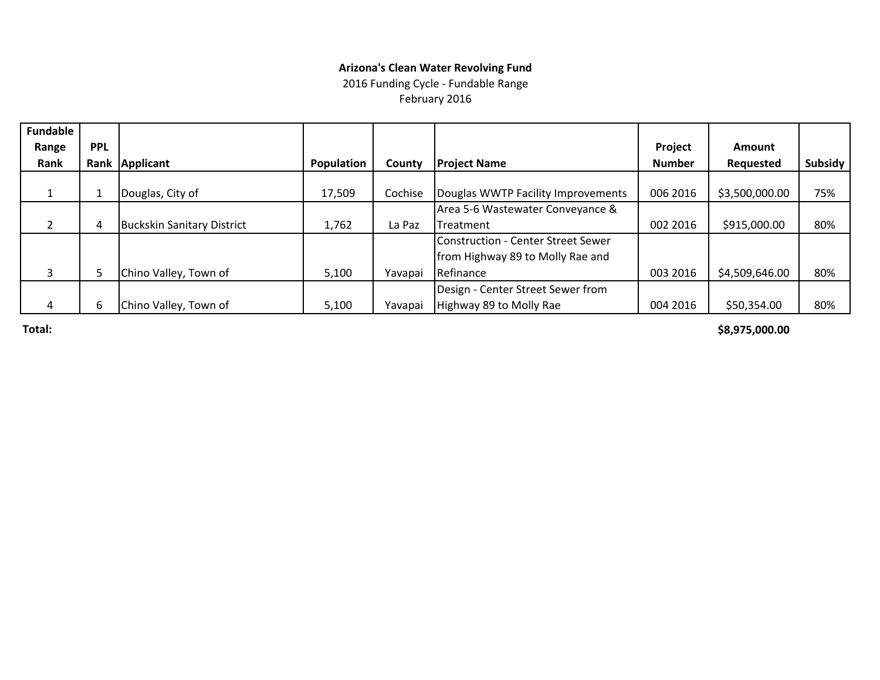**Arizona's Clean Water Revolving Fund**

2016 Funding Cycle - Fundable Range

February 2016

| Fundable Range Rank | PPL Rank | Applicant | Population | County | Project Name | Project Number | Amount Requested | Subsidy |
|---|---|---|---|---|---|---|---|---|
| 1 | 1 | Douglas, City of | 17,509 | Cochise | Douglas WWTP Facility Improvements | 006 2016 | $3,500,000.00 | 75% |
| 2 | 4 | Buckskin Sanitary District | 1,762 | La Paz | Area 5-6 Wastewater Conveyance & Treatment | 002 2016 | $915,000.00 | 80% |
| 3 | 5 | Chino Valley, Town of | 5,100 | Yavapai | Construction - Center Street Sewer from Highway 89 to Molly Rae and Refinance | 003 2016 | $4,509,646.00 | 80% |
| 4 | 6 | Chino Valley, Town of | 5,100 | Yavapai | Design - Center Street Sewer from Highway 89 to Molly Rae | 004 2016 | $50,354.00 | 80% |
| **Total:** | | | | | | | **$8,975,000.00** | |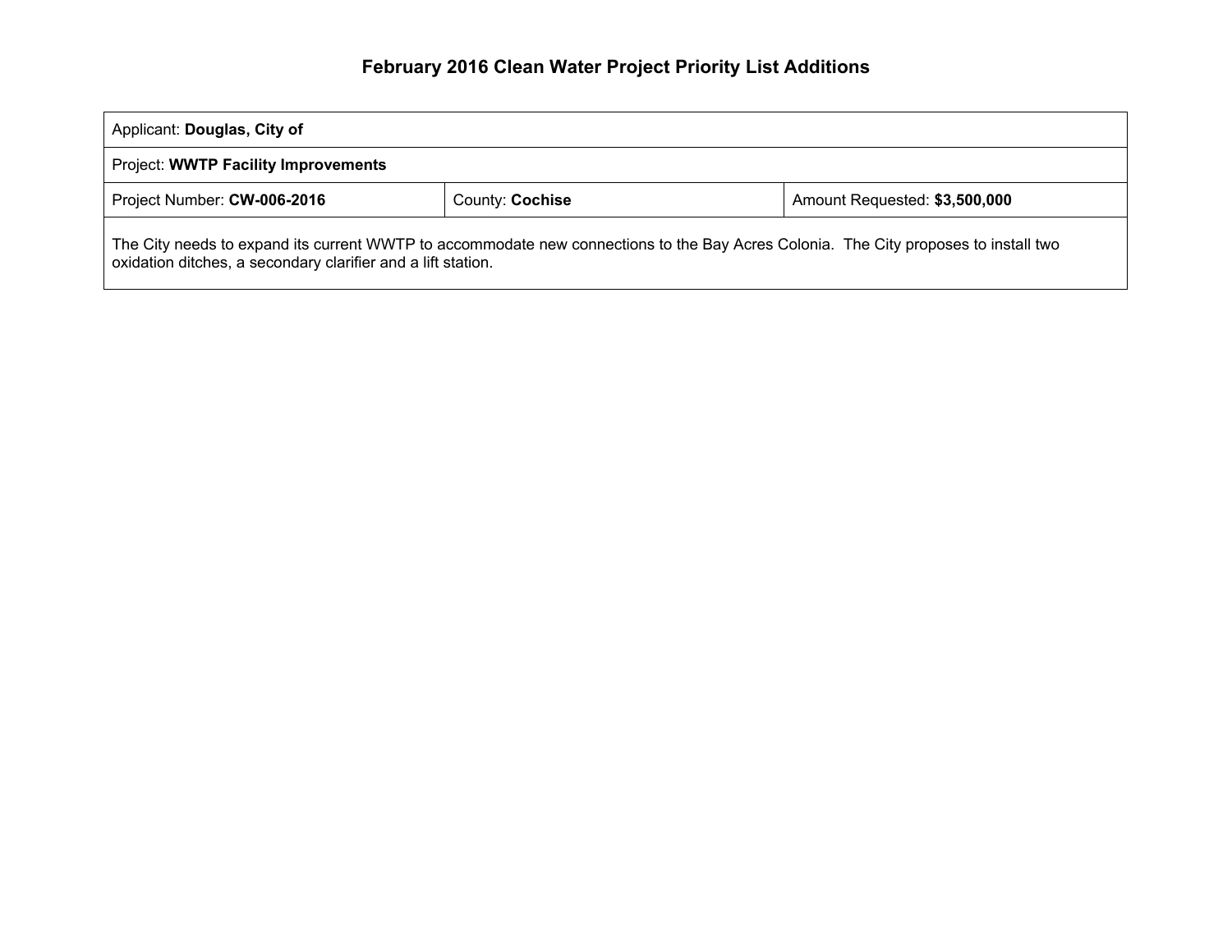## February 2016 Clean Water Project Priority List Additions

| Applicant: **Douglas, City of** | | |
|---|---|---|
| Project: **WWTP Facility Improvements** | | |
| Project Number: **CW-006-2016** | County: **Cochise** | Amount Requested: **$3,500,000** |
| The City needs to expand its current WWTP to accommodate new connections to the Bay Acres Colonia. The City proposes to install two oxidation ditches, a secondary clarifier and a lift station. | | |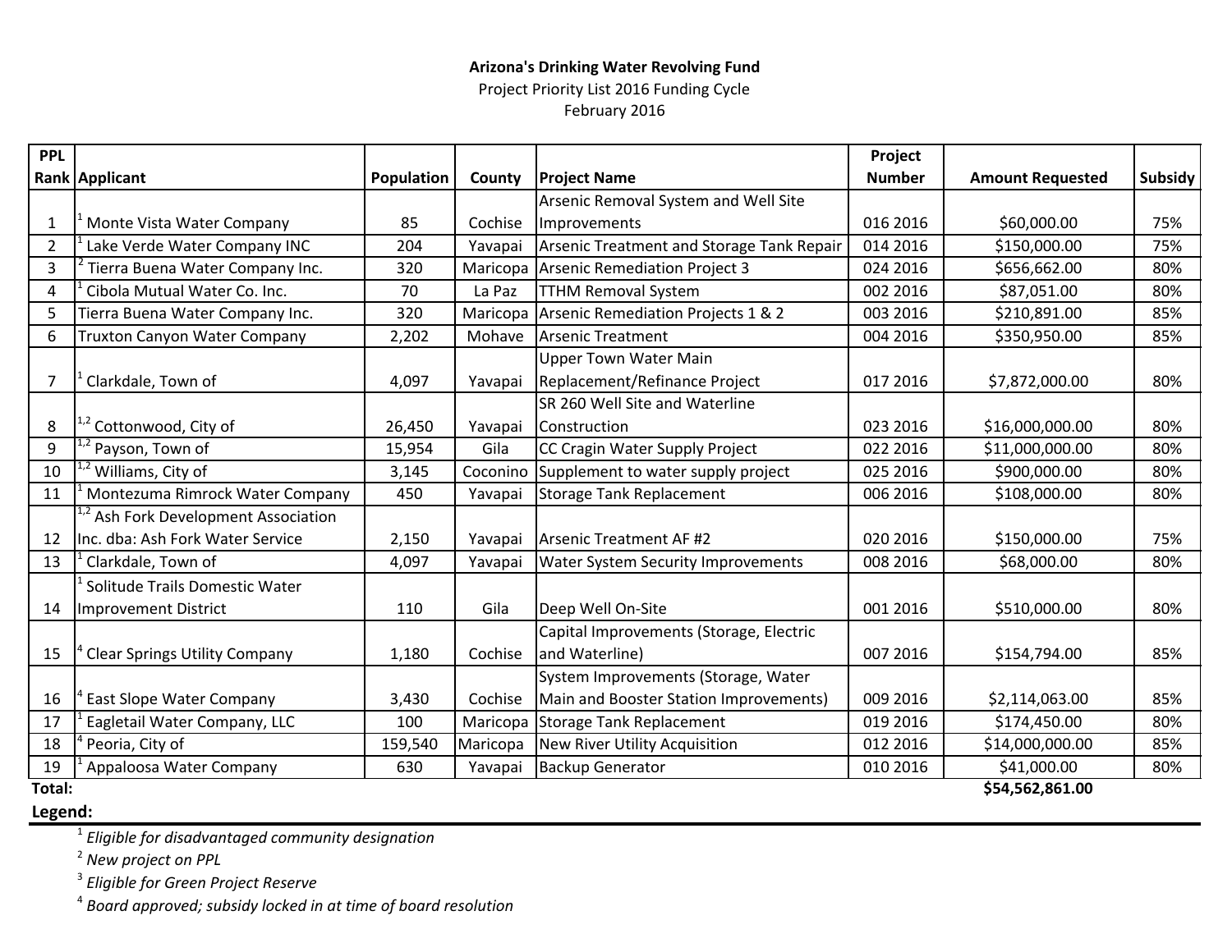**Arizona's Drinking Water Revolving Fund**

Project Priority List 2016 Funding Cycle

February 2016

| PPL Rank | Applicant | Population | County | Project Name | Project Number | Amount Requested | Subsidy |
|---|---|---|---|---|---|---|---|
| 1 | [1] Monte Vista Water Company | 85 | Cochise | Arsenic Removal System and Well Site Improvements | 016 2016 | $60,000.00 | 75% |
| 2 | [1] Lake Verde Water Company INC | 204 | Yavapai | Arsenic Treatment and Storage Tank Repair | 014 2016 | $150,000.00 | 75% |
| 3 | [2] Tierra Buena Water Company Inc. | 320 | Maricopa | Arsenic Remediation Project 3 | 024 2016 | $656,662.00 | 80% |
| 4 | [1] Cibola Mutual Water Co. Inc. | 70 | La Paz | TTHM Removal System | 002 2016 | $87,051.00 | 80% |
| 5 | Tierra Buena Water Company Inc. | 320 | Maricopa | Arsenic Remediation Projects 1 & 2 | 003 2016 | $210,891.00 | 85% |
| 6 | Truxton Canyon Water Company | 2,202 | Mohave | Arsenic Treatment | 004 2016 | $350,950.00 | 85% |
| 7 | [1] Clarkdale, Town of | 4,097 | Yavapai | Upper Town Water Main Replacement/Refinance Project | 017 2016 | $7,872,000.00 | 80% |
| 8 | [1,2] Cottonwood, City of | 26,450 | Yavapai | SR 260 Well Site and Waterline Construction | 023 2016 | $16,000,000.00 | 80% |
| 9 | [1,2] Payson, Town of | 15,954 | Gila | CC Cragin Water Supply Project | 022 2016 | $11,000,000.00 | 80% |
| 10 | [1,2] Williams, City of | 3,145 | Coconino | Supplement to water supply project | 025 2016 | $900,000.00 | 80% |
| 11 | [1] Montezuma Rimrock Water Company | 450 | Yavapai | Storage Tank Replacement | 006 2016 | $108,000.00 | 80% |
| 12 | [1,2] Ash Fork Development Association Inc. dba: Ash Fork Water Service | 2,150 | Yavapai | Arsenic Treatment AF #2 | 020 2016 | $150,000.00 | 75% |
| 13 | [1] Clarkdale, Town of | 4,097 | Yavapai | Water System Security Improvements | 008 2016 | $68,000.00 | 80% |
| 14 | [1] Solitude Trails Domestic Water Improvement District | 110 | Gila | Deep Well On-Site | 001 2016 | $510,000.00 | 80% |
| 15 | [4] Clear Springs Utility Company | 1,180 | Cochise | Capital Improvements (Storage, Electric and Waterline) | 007 2016 | $154,794.00 | 85% |
| 16 | [4] East Slope Water Company | 3,430 | Cochise | System Improvements (Storage, Water Main and Booster Station Improvements) | 009 2016 | $2,114,063.00 | 85% |
| 17 | [1] Eagletail Water Company, LLC | 100 | Maricopa | Storage Tank Replacement | 019 2016 | $174,450.00 | 80% |
| 18 | [4] Peoria, City of | 159,540 | Maricopa | New River Utility Acquisition | 012 2016 | $14,000,000.00 | 85% |
| 19 | [1] Appaloosa Water Company | 630 | Yavapai | Backup Generator | 010 2016 | $41,000.00 | 80% |
| **Total:** | | | | | | **$54,562,861.00** | |

**Legend:**

[1] *Eligible for disadvantaged community designation*

[2] *New project on PPL*

[3] *Eligible for Green Project Reserve*

[4] *Board approved; subsidy locked in at time of board resolution*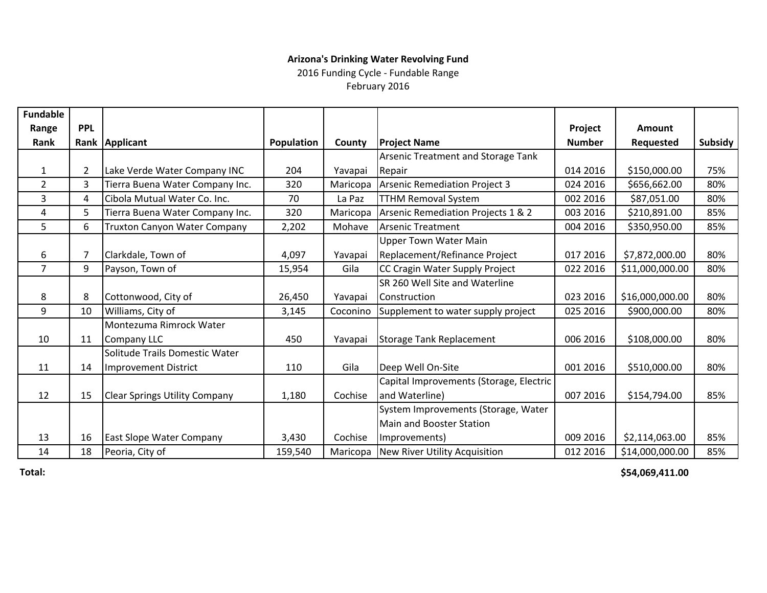**Arizona's Drinking Water Revolving Fund**

2016 Funding Cycle - Fundable Range

February 2016

| Fundable Range Rank | PPL Rank | Applicant | Population | County | Project Name | Project Number | Amount Requested | Subsidy |
|---|---|---|---|---|---|---|---|---|
| 1 | 2 | Lake Verde Water Company INC | 204 | Yavapai | Arsenic Treatment and Storage Tank Repair | 014 2016 | $150,000.00 | 75% |
| 2 | 3 | Tierra Buena Water Company Inc. | 320 | Maricopa | Arsenic Remediation Project 3 | 024 2016 | $656,662.00 | 80% |
| 3 | 4 | Cibola Mutual Water Co. Inc. | 70 | La Paz | TTHM Removal System | 002 2016 | $87,051.00 | 80% |
| 4 | 5 | Tierra Buena Water Company Inc. | 320 | Maricopa | Arsenic Remediation Projects 1 & 2 | 003 2016 | $210,891.00 | 85% |
| 5 | 6 | Truxton Canyon Water Company | 2,202 | Mohave | Arsenic Treatment | 004 2016 | $350,950.00 | 85% |
| 6 | 7 | Clarkdale, Town of | 4,097 | Yavapai | Upper Town Water Main Replacement/Refinance Project | 017 2016 | $7,872,000.00 | 80% |
| 7 | 9 | Payson, Town of | 15,954 | Gila | CC Cragin Water Supply Project | 022 2016 | $11,000,000.00 | 80% |
| 8 | 8 | Cottonwood, City of | 26,450 | Yavapai | SR 260 Well Site and Waterline Construction | 023 2016 | $16,000,000.00 | 80% |
| 9 | 10 | Williams, City of | 3,145 | Coconino | Supplement to water supply project | 025 2016 | $900,000.00 | 80% |
| 10 | 11 | Montezuma Rimrock Water Company LLC | 450 | Yavapai | Storage Tank Replacement | 006 2016 | $108,000.00 | 80% |
| 11 | 14 | Solitude Trails Domestic Water Improvement District | 110 | Gila | Deep Well On-Site | 001 2016 | $510,000.00 | 80% |
| 12 | 15 | Clear Springs Utility Company | 1,180 | Cochise | Capital Improvements (Storage, Electric and Waterline) | 007 2016 | $154,794.00 | 85% |
| 13 | 16 | East Slope Water Company | 3,430 | Cochise | System Improvements (Storage, Water Main and Booster Station Improvements) | 009 2016 | $2,114,063.00 | 85% |
| 14 | 18 | Peoria, City of | 159,540 | Maricopa | New River Utility Acquisition | 012 2016 | $14,000,000.00 | 85% |
| **Total:** | | | | | | | **$54,069,411.00** | |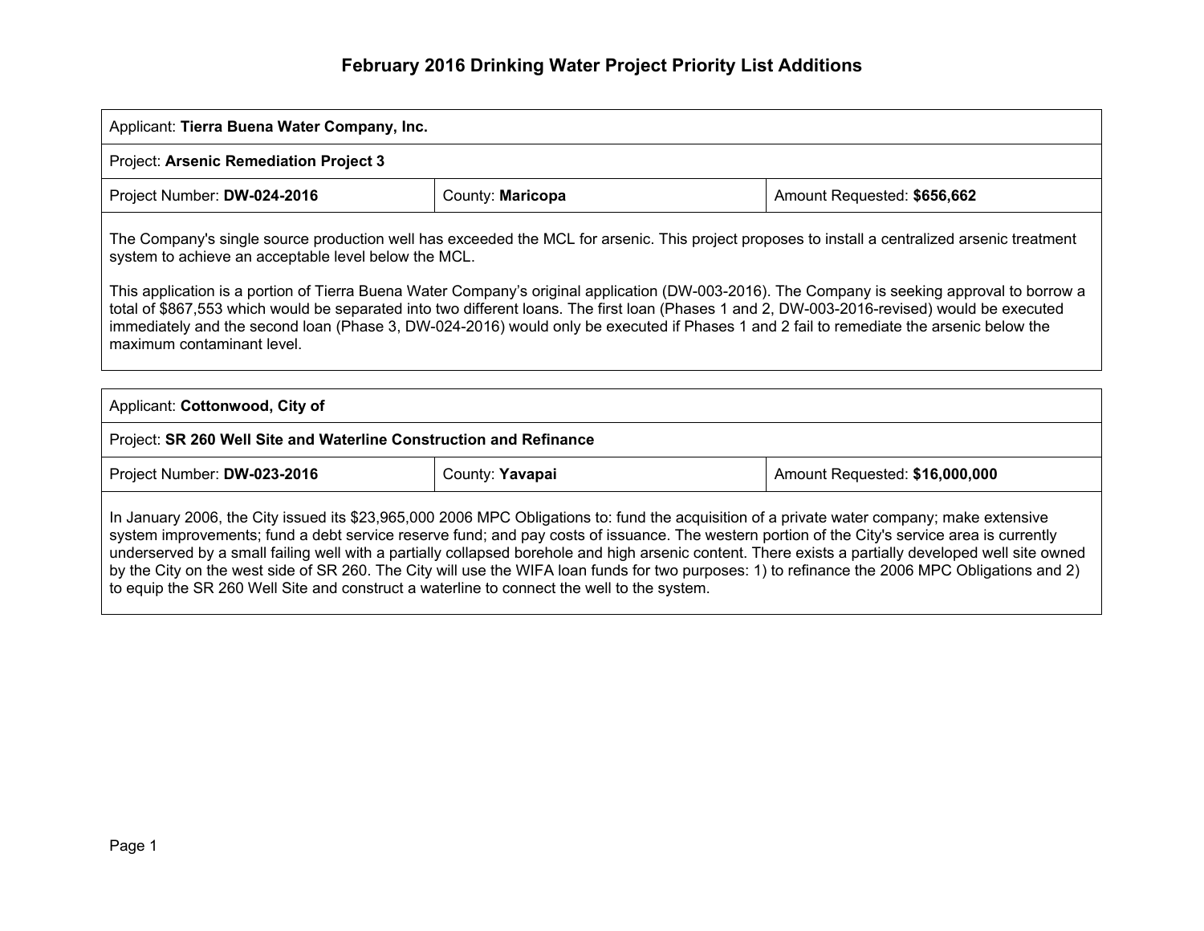# February 2016 Drinking Water Project Priority List Additions

| Applicant: **Tierra Buena Water Company, Inc.** | | |
|---|---|---|
| Project: **Arsenic Remediation Project 3** | | |
| Project Number: **DW-024-2016** | County: **Maricopa** | Amount Requested: **$656,662** |

The Company's single source production well has exceeded the MCL for arsenic. This project proposes to install a centralized arsenic treatment system to achieve an acceptable level below the MCL.

This application is a portion of Tierra Buena Water Company's original application (DW-003-2016). The Company is seeking approval to borrow a total of $867,553 which would be separated into two different loans. The first loan (Phases 1 and 2, DW-003-2016-revised) would be executed immediately and the second loan (Phase 3, DW-024-2016) would only be executed if Phases 1 and 2 fail to remediate the arsenic below the maximum contaminant level.

| Applicant: **Cottonwood, City of** | | |
|---|---|---|
| Project: **SR 260 Well Site and Waterline Construction and Refinance** | | |
| Project Number: **DW-023-2016** | County: **Yavapai** | Amount Requested: **$16,000,000** |

In January 2006, the City issued its $23,965,000 2006 MPC Obligations to: fund the acquisition of a private water company; make extensive system improvements; fund a debt service reserve fund; and pay costs of issuance. The western portion of the City's service area is currently underserved by a small failing well with a partially collapsed borehole and high arsenic content. There exists a partially developed well site owned by the City on the west side of SR 260. The City will use the WIFA loan funds for two purposes: 1) to refinance the 2006 MPC Obligations and 2) to equip the SR 260 Well Site and construct a waterline to connect the well to the system.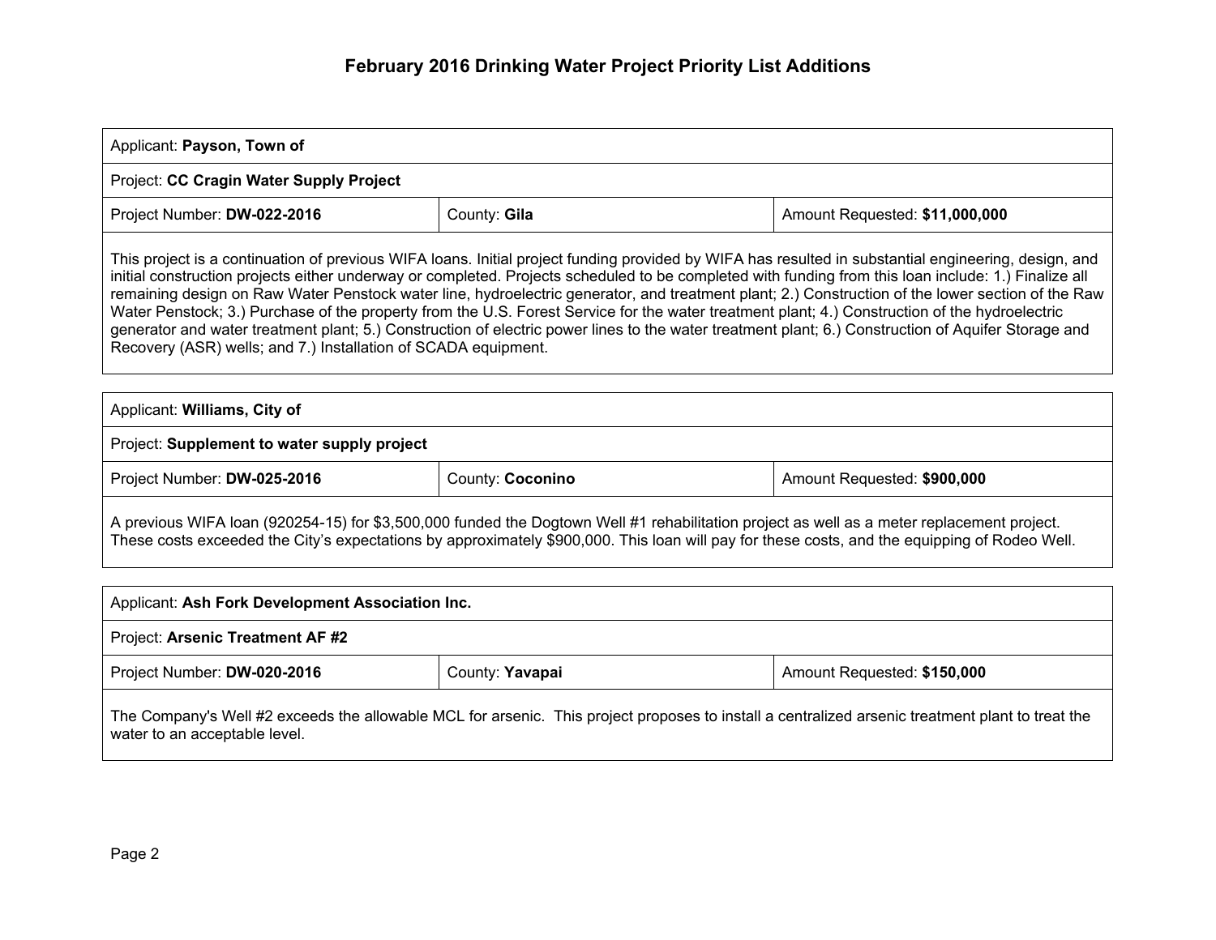# February 2016 Drinking Water Project Priority List Additions

| | | |
|---|---|---|
| Applicant: **Payson, Town of** | | |
| Project: **CC Cragin Water Supply Project** | | |
| Project Number: **DW-022-2016** | County: **Gila** | Amount Requested: **$11,000,000** |
| This project is a continuation of previous WIFA loans. Initial project funding provided by WIFA has resulted in substantial engineering, design, and initial construction projects either underway or completed. Projects scheduled to be completed with funding from this loan include: 1.) Finalize all remaining design on Raw Water Penstock water line, hydroelectric generator, and treatment plant; 2.) Construction of the lower section of the Raw Water Penstock; 3.) Purchase of the property from the U.S. Forest Service for the water treatment plant; 4.) Construction of the hydroelectric generator and water treatment plant; 5.) Construction of electric power lines to the water treatment plant; 6.) Construction of Aquifer Storage and Recovery (ASR) wells; and 7.) Installation of SCADA equipment. | | |

| | | |
|---|---|---|
| Applicant: **Williams, City of** | | |
| Project: **Supplement to water supply project** | | |
| Project Number: **DW-025-2016** | County: **Coconino** | Amount Requested: **$900,000** |
| A previous WIFA loan (920254-15) for $3,500,000 funded the Dogtown Well #1 rehabilitation project as well as a meter replacement project. These costs exceeded the City's expectations by approximately $900,000. This loan will pay for these costs, and the equipping of Rodeo Well. | | |

| | | |
|---|---|---|
| Applicant: **Ash Fork Development Association Inc.** | | |
| Project: **Arsenic Treatment AF #2** | | |
| Project Number: **DW-020-2016** | County: **Yavapai** | Amount Requested: **$150,000** |
| The Company's Well #2 exceeds the allowable MCL for arsenic. This project proposes to install a centralized arsenic treatment plant to treat the water to an acceptable level. | | |